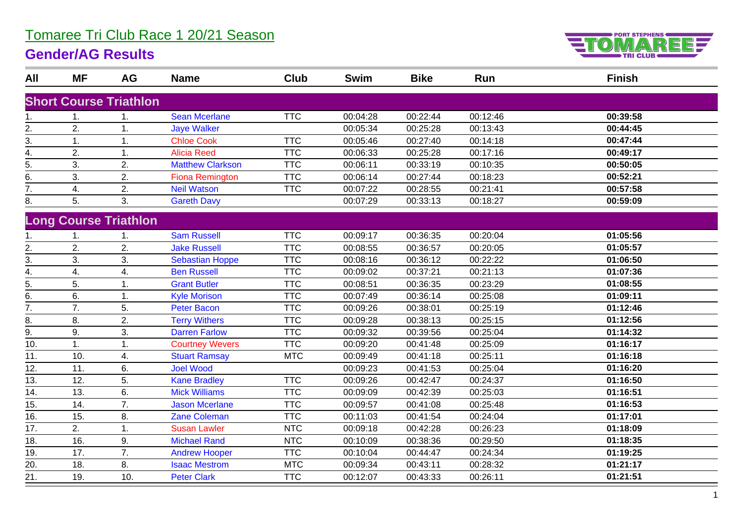# Tomaree Tri Club Race 1 20/21 Season

## Gender/AG Results

| All | MF | AG | Name | Club | Swim | Bike | Run | Finish |
|---|---|---|---|---|---|---|---|---|
| **Short Course Triathlon** | | | | | | | | |
| 1. | 1. | 1. | Sean Mcerlane | TTC | 00:04:28 | 00:22:44 | 00:12:46 | **00:39:58** |
| 2. | 2. | 1. | Jaye Walker | | 00:05:34 | 00:25:28 | 00:13:43 | **00:44:45** |
| 3. | 1. | 1. | Chloe Cook | TTC | 00:05:46 | 00:27:40 | 00:14:18 | **00:47:44** |
| 4. | 2. | 1. | Alicia Reed | TTC | 00:06:33 | 00:25:28 | 00:17:16 | **00:49:17** |
| 5. | 3. | 2. | Matthew Clarkson | TTC | 00:06:11 | 00:33:19 | 00:10:35 | **00:50:05** |
| 6. | 3. | 2. | Fiona Remington | TTC | 00:06:14 | 00:27:44 | 00:18:23 | **00:52:21** |
| 7. | 4. | 2. | Neil Watson | TTC | 00:07:22 | 00:28:55 | 00:21:41 | **00:57:58** |
| 8. | 5. | 3. | Gareth Davy | | 00:07:29 | 00:33:13 | 00:18:27 | **00:59:09** |
| **Long Course Triathlon** | | | | | | | | |
| 1. | 1. | 1. | Sam Russell | TTC | 00:09:17 | 00:36:35 | 00:20:04 | **01:05:56** |
| 2. | 2. | 2. | Jake Russell | TTC | 00:08:55 | 00:36:57 | 00:20:05 | **01:05:57** |
| 3. | 3. | 3. | Sebastian Hoppe | TTC | 00:08:16 | 00:36:12 | 00:22:22 | **01:06:50** |
| 4. | 4. | 4. | Ben Russell | TTC | 00:09:02 | 00:37:21 | 00:21:13 | **01:07:36** |
| 5. | 5. | 1. | Grant Butler | TTC | 00:08:51 | 00:36:35 | 00:23:29 | **01:08:55** |
| 6. | 6. | 1. | Kyle Morison | TTC | 00:07:49 | 00:36:14 | 00:25:08 | **01:09:11** |
| 7. | 7. | 5. | Peter Bacon | TTC | 00:09:26 | 00:38:01 | 00:25:19 | **01:12:46** |
| 8. | 8. | 2. | Terry Withers | TTC | 00:09:28 | 00:38:13 | 00:25:15 | **01:12:56** |
| 9. | 9. | 3. | Darren Farlow | TTC | 00:09:32 | 00:39:56 | 00:25:04 | **01:14:32** |
| 10. | 1. | 1. | Courtney Wevers | TTC | 00:09:20 | 00:41:48 | 00:25:09 | **01:16:17** |
| 11. | 10. | 4. | Stuart Ramsay | MTC | 00:09:49 | 00:41:18 | 00:25:11 | **01:16:18** |
| 12. | 11. | 6. | Joel Wood | | 00:09:23 | 00:41:53 | 00:25:04 | **01:16:20** |
| 13. | 12. | 5. | Kane Bradley | TTC | 00:09:26 | 00:42:47 | 00:24:37 | **01:16:50** |
| 14. | 13. | 6. | Mick Williams | TTC | 00:09:09 | 00:42:39 | 00:25:03 | **01:16:51** |
| 15. | 14. | 7. | Jason Mcerlane | TTC | 00:09:57 | 00:41:08 | 00:25:48 | **01:16:53** |
| 16. | 15. | 8. | Zane Coleman | TTC | 00:11:03 | 00:41:54 | 00:24:04 | **01:17:01** |
| 17. | 2. | 1. | Susan Lawler | NTC | 00:09:18 | 00:42:28 | 00:26:23 | **01:18:09** |
| 18. | 16. | 9. | Michael Rand | NTC | 00:10:09 | 00:38:36 | 00:29:50 | **01:18:35** |
| 19. | 17. | 7. | Andrew Hooper | TTC | 00:10:04 | 00:44:47 | 00:24:34 | **01:19:25** |
| 20. | 18. | 8. | Isaac Mestrom | MTC | 00:09:34 | 00:43:11 | 00:28:32 | **01:21:17** |
| 21. | 19. | 10. | Peter Clark | TTC | 00:12:07 | 00:43:33 | 00:26:11 | **01:21:51** |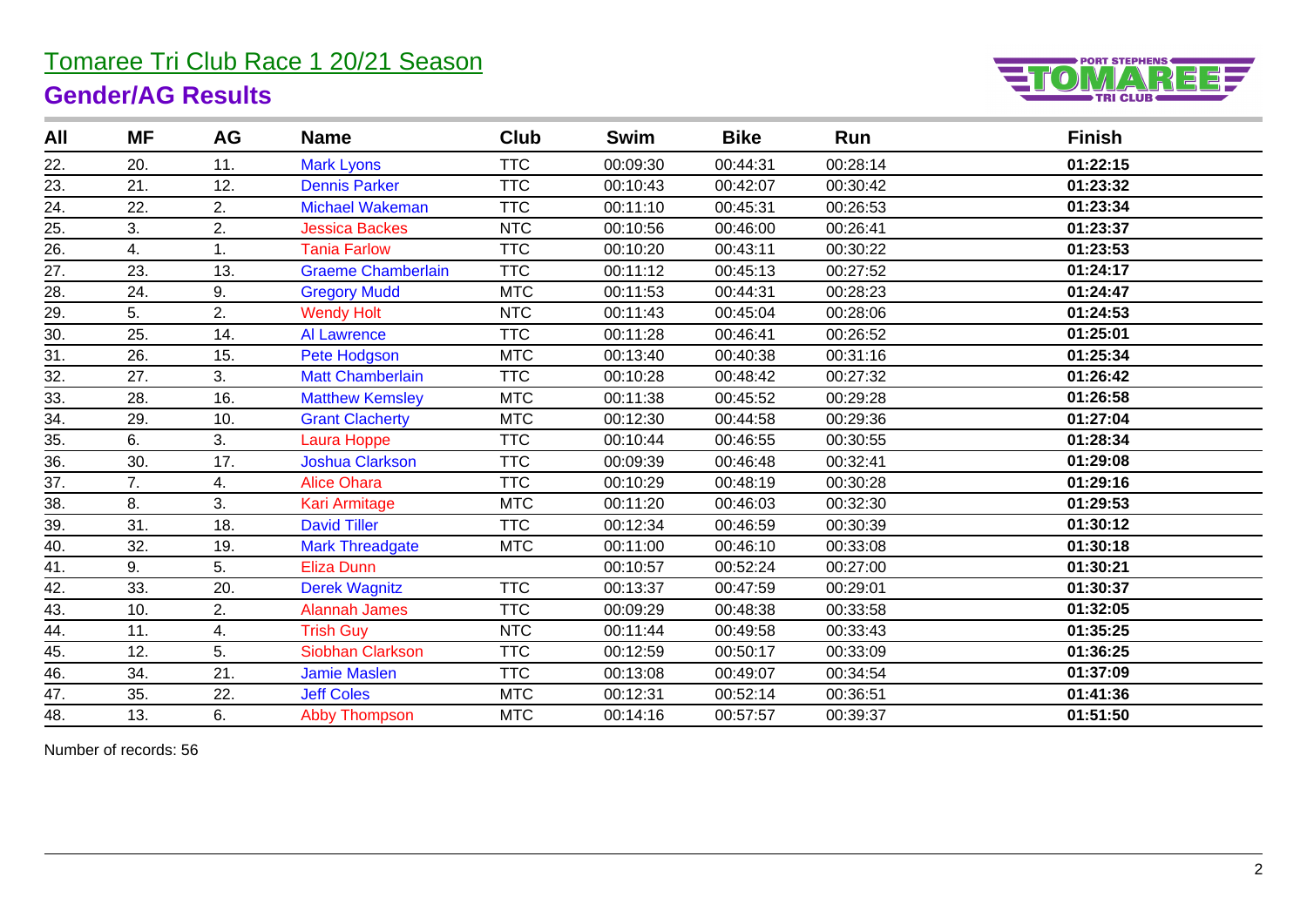# Tomaree Tri Club Race 1 20/21 Season

## Gender/AG Results

| All | MF | AG | Name | Club | Swim | Bike | Run | Finish |
|---|---|---|---|---|---|---|---|---|
| 22. | 20. | 11. | Mark Lyons | TTC | 00:09:30 | 00:44:31 | 00:28:14 | **01:22:15** |
| 23. | 21. | 12. | Dennis Parker | TTC | 00:10:43 | 00:42:07 | 00:30:42 | **01:23:32** |
| 24. | 22. | 2. | Michael Wakeman | TTC | 00:11:10 | 00:45:31 | 00:26:53 | **01:23:34** |
| 25. | 3. | 2. | Jessica Backes | NTC | 00:10:56 | 00:46:00 | 00:26:41 | **01:23:37** |
| 26. | 4. | 1. | Tania Farlow | TTC | 00:10:20 | 00:43:11 | 00:30:22 | **01:23:53** |
| 27. | 23. | 13. | Graeme Chamberlain | TTC | 00:11:12 | 00:45:13 | 00:27:52 | **01:24:17** |
| 28. | 24. | 9. | Gregory Mudd | MTC | 00:11:53 | 00:44:31 | 00:28:23 | **01:24:47** |
| 29. | 5. | 2. | Wendy Holt | NTC | 00:11:43 | 00:45:04 | 00:28:06 | **01:24:53** |
| 30. | 25. | 14. | Al Lawrence | TTC | 00:11:28 | 00:46:41 | 00:26:52 | **01:25:01** |
| 31. | 26. | 15. | Pete Hodgson | MTC | 00:13:40 | 00:40:38 | 00:31:16 | **01:25:34** |
| 32. | 27. | 3. | Matt Chamberlain | TTC | 00:10:28 | 00:48:42 | 00:27:32 | **01:26:42** |
| 33. | 28. | 16. | Matthew Kemsley | MTC | 00:11:38 | 00:45:52 | 00:29:28 | **01:26:58** |
| 34. | 29. | 10. | Grant Clacherty | MTC | 00:12:30 | 00:44:58 | 00:29:36 | **01:27:04** |
| 35. | 6. | 3. | Laura Hoppe | TTC | 00:10:44 | 00:46:55 | 00:30:55 | **01:28:34** |
| 36. | 30. | 17. | Joshua Clarkson | TTC | 00:09:39 | 00:46:48 | 00:32:41 | **01:29:08** |
| 37. | 7. | 4. | Alice Ohara | TTC | 00:10:29 | 00:48:19 | 00:30:28 | **01:29:16** |
| 38. | 8. | 3. | Kari Armitage | MTC | 00:11:20 | 00:46:03 | 00:32:30 | **01:29:53** |
| 39. | 31. | 18. | David Tiller | TTC | 00:12:34 | 00:46:59 | 00:30:39 | **01:30:12** |
| 40. | 32. | 19. | Mark Threadgate | MTC | 00:11:00 | 00:46:10 | 00:33:08 | **01:30:18** |
| 41. | 9. | 5. | Eliza Dunn | | 00:10:57 | 00:52:24 | 00:27:00 | **01:30:21** |
| 42. | 33. | 20. | Derek Wagnitz | TTC | 00:13:37 | 00:47:59 | 00:29:01 | **01:30:37** |
| 43. | 10. | 2. | Alannah James | TTC | 00:09:29 | 00:48:38 | 00:33:58 | **01:32:05** |
| 44. | 11. | 4. | Trish Guy | NTC | 00:11:44 | 00:49:58 | 00:33:43 | **01:35:25** |
| 45. | 12. | 5. | Siobhan Clarkson | TTC | 00:12:59 | 00:50:17 | 00:33:09 | **01:36:25** |
| 46. | 34. | 21. | Jamie Maslen | TTC | 00:13:08 | 00:49:07 | 00:34:54 | **01:37:09** |
| 47. | 35. | 22. | Jeff Coles | MTC | 00:12:31 | 00:52:14 | 00:36:51 | **01:41:36** |
| 48. | 13. | 6. | Abby Thompson | MTC | 00:14:16 | 00:57:57 | 00:39:37 | **01:51:50** |

Number of records: 56